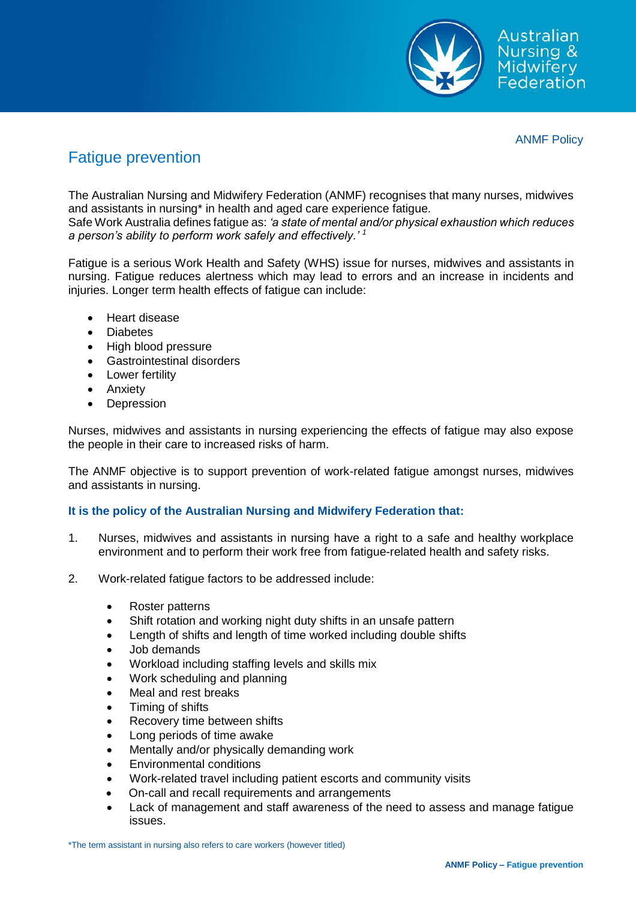ANMF Policy

# Fatigue prevention

The Australian Nursing and Midwifery Federation (ANMF) recognises that many nurses, midwives and assistants in nursing* in health and aged care experience fatigue.
Safe Work Australia defines fatigue as: *'a state of mental and/or physical exhaustion which reduces a person's ability to perform work safely and effectively.'* [1]

Fatigue is a serious Work Health and Safety (WHS) issue for nurses, midwives and assistants in nursing. Fatigue reduces alertness which may lead to errors and an increase in incidents and injuries. Longer term health effects of fatigue can include:

- Heart disease
- Diabetes
- High blood pressure
- Gastrointestinal disorders
- Lower fertility
- Anxiety
- Depression

Nurses, midwives and assistants in nursing experiencing the effects of fatigue may also expose the people in their care to increased risks of harm.

The ANMF objective is to support prevention of work-related fatigue amongst nurses, midwives and assistants in nursing.

**It is the policy of the Australian Nursing and Midwifery Federation that:**

1. Nurses, midwives and assistants in nursing have a right to a safe and healthy workplace environment and to perform their work free from fatigue-related health and safety risks.

2. Work-related fatigue factors to be addressed include:

   - Roster patterns
   - Shift rotation and working night duty shifts in an unsafe pattern
   - Length of shifts and length of time worked including double shifts
   - Job demands
   - Workload including staffing levels and skills mix
   - Work scheduling and planning
   - Meal and rest breaks
   - Timing of shifts
   - Recovery time between shifts
   - Long periods of time awake
   - Mentally and/or physically demanding work
   - Environmental conditions
   - Work-related travel including patient escorts and community visits
   - On-call and recall requirements and arrangements
   - Lack of management and staff awareness of the need to assess and manage fatigue issues.

*The term assistant in nursing also refers to care workers (however titled)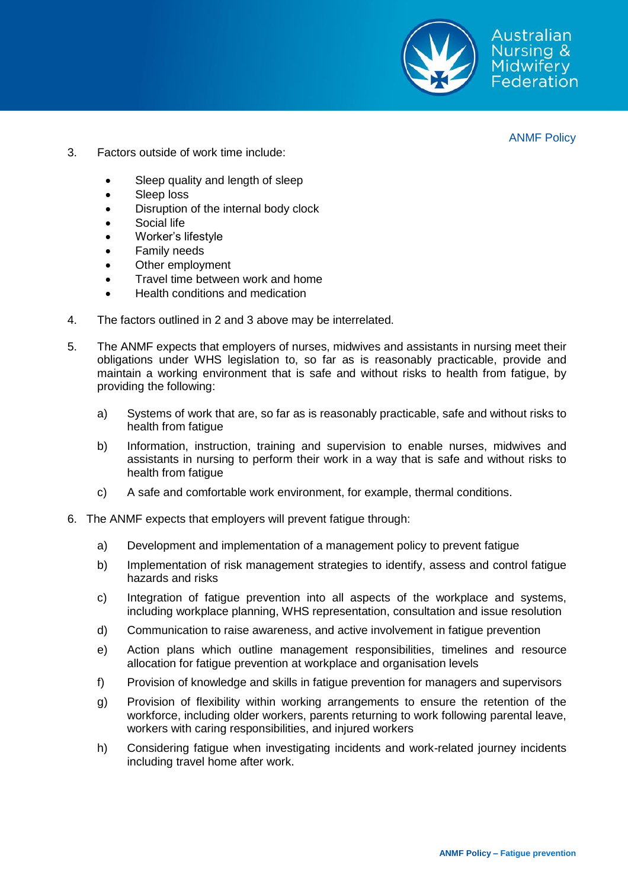3. Factors outside of work time include:

   - Sleep quality and length of sleep
   - Sleep loss
   - Disruption of the internal body clock
   - Social life
   - Worker's lifestyle
   - Family needs
   - Other employment
   - Travel time between work and home
   - Health conditions and medication

4. The factors outlined in 2 and 3 above may be interrelated.

5. The ANMF expects that employers of nurses, midwives and assistants in nursing meet their obligations under WHS legislation to, so far as is reasonably practicable, provide and maintain a working environment that is safe and without risks to health from fatigue, by providing the following:

   a) Systems of work that are, so far as is reasonably practicable, safe and without risks to health from fatigue

   b) Information, instruction, training and supervision to enable nurses, midwives and assistants in nursing to perform their work in a way that is safe and without risks to health from fatigue

   c) A safe and comfortable work environment, for example, thermal conditions.

6. The ANMF expects that employers will prevent fatigue through:

   a) Development and implementation of a management policy to prevent fatigue

   b) Implementation of risk management strategies to identify, assess and control fatigue hazards and risks

   c) Integration of fatigue prevention into all aspects of the workplace and systems, including workplace planning, WHS representation, consultation and issue resolution

   d) Communication to raise awareness, and active involvement in fatigue prevention

   e) Action plans which outline management responsibilities, timelines and resource allocation for fatigue prevention at workplace and organisation levels

   f) Provision of knowledge and skills in fatigue prevention for managers and supervisors

   g) Provision of flexibility within working arrangements to ensure the retention of the workforce, including older workers, parents returning to work following parental leave, workers with caring responsibilities, and injured workers

   h) Considering fatigue when investigating incidents and work-related journey incidents including travel home after work.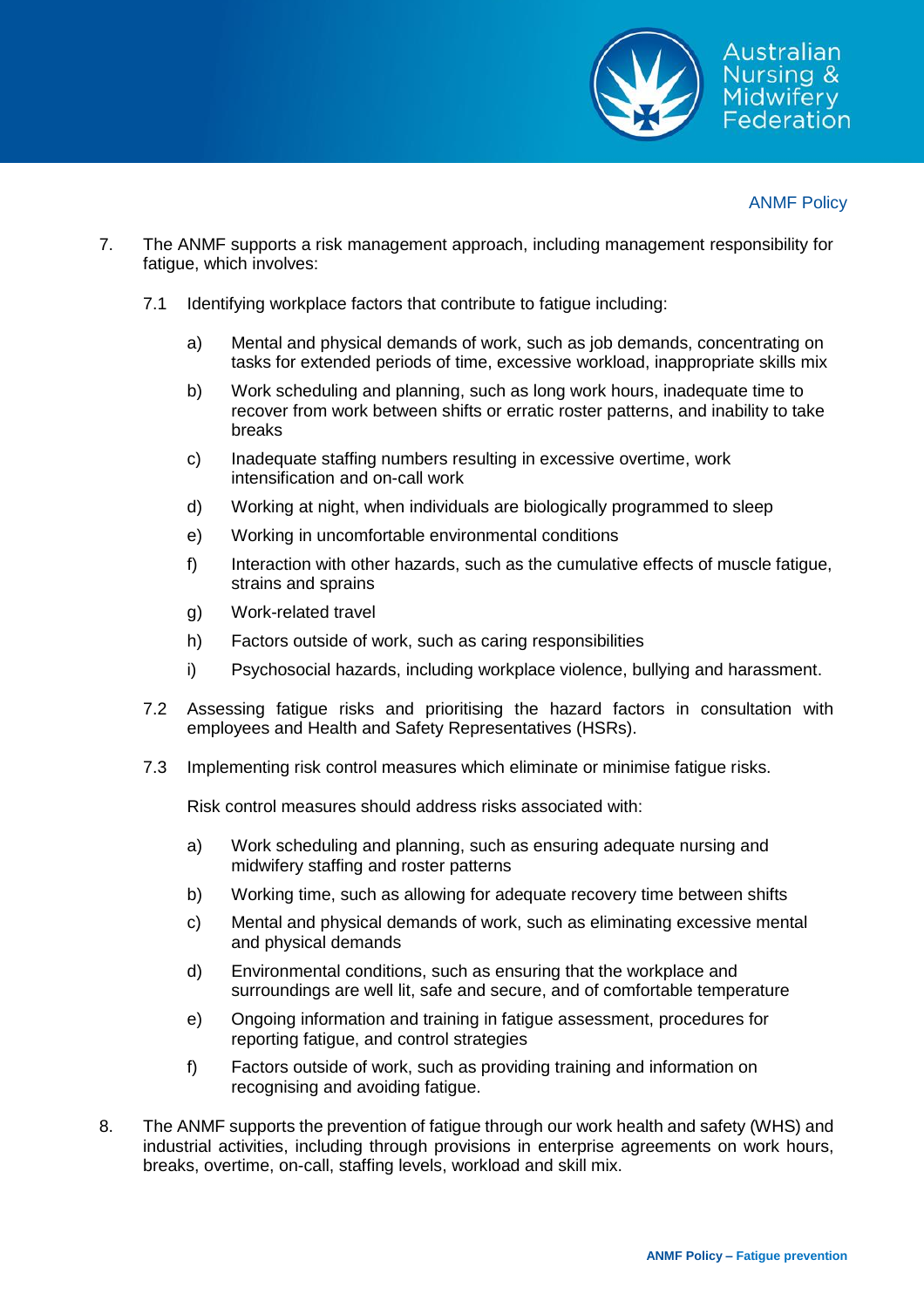7. The ANMF supports a risk management approach, including management responsibility for fatigue, which involves:

   7.1 Identifying workplace factors that contribute to fatigue including:

      a) Mental and physical demands of work, such as job demands, concentrating on tasks for extended periods of time, excessive workload, inappropriate skills mix

      b) Work scheduling and planning, such as long work hours, inadequate time to recover from work between shifts or erratic roster patterns, and inability to take breaks

      c) Inadequate staffing numbers resulting in excessive overtime, work intensification and on-call work

      d) Working at night, when individuals are biologically programmed to sleep

      e) Working in uncomfortable environmental conditions

      f) Interaction with other hazards, such as the cumulative effects of muscle fatigue, strains and sprains

      g) Work-related travel

      h) Factors outside of work, such as caring responsibilities

      i) Psychosocial hazards, including workplace violence, bullying and harassment.

   7.2 Assessing fatigue risks and prioritising the hazard factors in consultation with employees and Health and Safety Representatives (HSRs).

   7.3 Implementing risk control measures which eliminate or minimise fatigue risks.

   Risk control measures should address risks associated with:

      a) Work scheduling and planning, such as ensuring adequate nursing and midwifery staffing and roster patterns

      b) Working time, such as allowing for adequate recovery time between shifts

      c) Mental and physical demands of work, such as eliminating excessive mental and physical demands

      d) Environmental conditions, such as ensuring that the workplace and surroundings are well lit, safe and secure, and of comfortable temperature

      e) Ongoing information and training in fatigue assessment, procedures for reporting fatigue, and control strategies

      f) Factors outside of work, such as providing training and information on recognising and avoiding fatigue.

8. The ANMF supports the prevention of fatigue through our work health and safety (WHS) and industrial activities, including through provisions in enterprise agreements on work hours, breaks, overtime, on-call, staffing levels, workload and skill mix.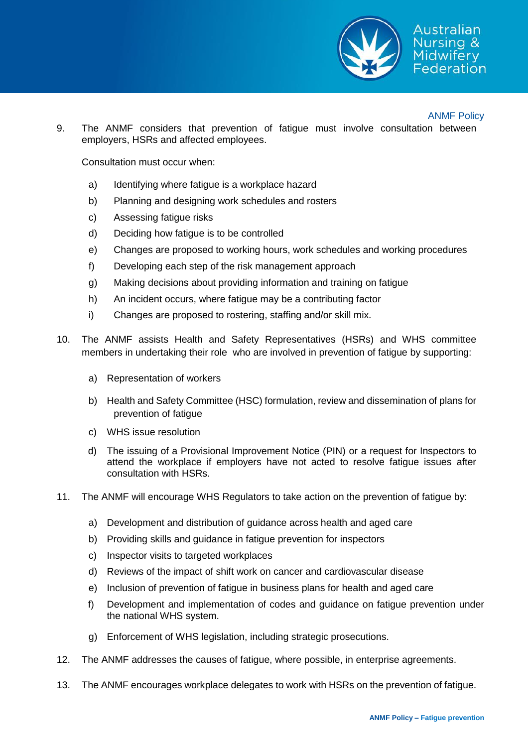9. The ANMF considers that prevention of fatigue must involve consultation between employers, HSRs and affected employees.

   Consultation must occur when:

   a) Identifying where fatigue is a workplace hazard
   b) Planning and designing work schedules and rosters
   c) Assessing fatigue risks
   d) Deciding how fatigue is to be controlled
   e) Changes are proposed to working hours, work schedules and working procedures
   f) Developing each step of the risk management approach
   g) Making decisions about providing information and training on fatigue
   h) An incident occurs, where fatigue may be a contributing factor
   i) Changes are proposed to rostering, staffing and/or skill mix.

10. The ANMF assists Health and Safety Representatives (HSRs) and WHS committee members in undertaking their role who are involved in prevention of fatigue by supporting:

    a) Representation of workers
    b) Health and Safety Committee (HSC) formulation, review and dissemination of plans for prevention of fatigue
    c) WHS issue resolution
    d) The issuing of a Provisional Improvement Notice (PIN) or a request for Inspectors to attend the workplace if employers have not acted to resolve fatigue issues after consultation with HSRs.

11. The ANMF will encourage WHS Regulators to take action on the prevention of fatigue by:

    a) Development and distribution of guidance across health and aged care
    b) Providing skills and guidance in fatigue prevention for inspectors
    c) Inspector visits to targeted workplaces
    d) Reviews of the impact of shift work on cancer and cardiovascular disease
    e) Inclusion of prevention of fatigue in business plans for health and aged care
    f) Development and implementation of codes and guidance on fatigue prevention under the national WHS system.
    g) Enforcement of WHS legislation, including strategic prosecutions.

12. The ANMF addresses the causes of fatigue, where possible, in enterprise agreements.

13. The ANMF encourages workplace delegates to work with HSRs on the prevention of fatigue.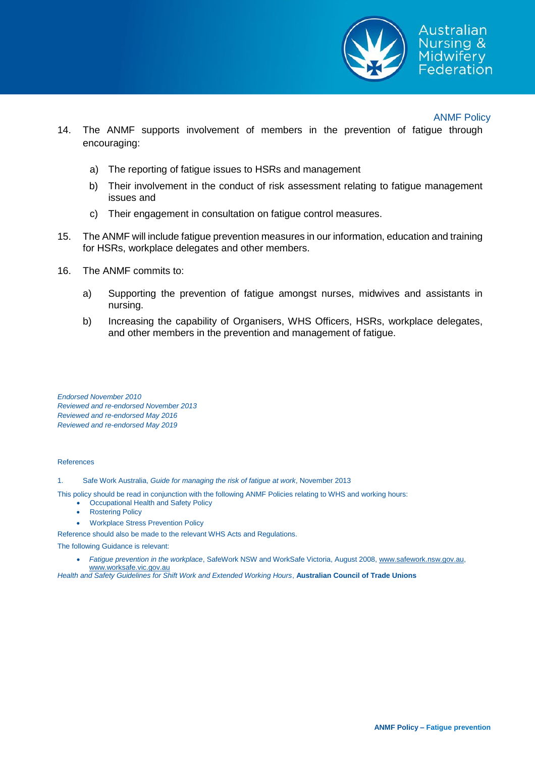14. The ANMF supports involvement of members in the prevention of fatigue through encouraging:

    a) The reporting of fatigue issues to HSRs and management

    b) Their involvement in the conduct of risk assessment relating to fatigue management issues and

    c) Their engagement in consultation on fatigue control measures.

15. The ANMF will include fatigue prevention measures in our information, education and training for HSRs, workplace delegates and other members.

16. The ANMF commits to:

    a) Supporting the prevention of fatigue amongst nurses, midwives and assistants in nursing.

    b) Increasing the capability of Organisers, WHS Officers, HSRs, workplace delegates, and other members in the prevention and management of fatigue.

*Endorsed November 2010*
*Reviewed and re-endorsed November 2013*
*Reviewed and re-endorsed May 2016*
*Reviewed and re-endorsed May 2019*

References

1. Safe Work Australia, *Guide for managing the risk of fatigue at work*, November 2013

This policy should be read in conjunction with the following ANMF Policies relating to WHS and working hours:

- Occupational Health and Safety Policy
- Rostering Policy
- Workplace Stress Prevention Policy

Reference should also be made to the relevant WHS Acts and Regulations.

The following Guidance is relevant:

- *Fatigue prevention in the workplace*, SafeWork NSW and WorkSafe Victoria, August 2008, www.safework.nsw.gov.au, www.worksafe.vic.gov.au

*Health and Safety Guidelines for Shift Work and Extended Working Hours*, **Australian Council of Trade Unions**